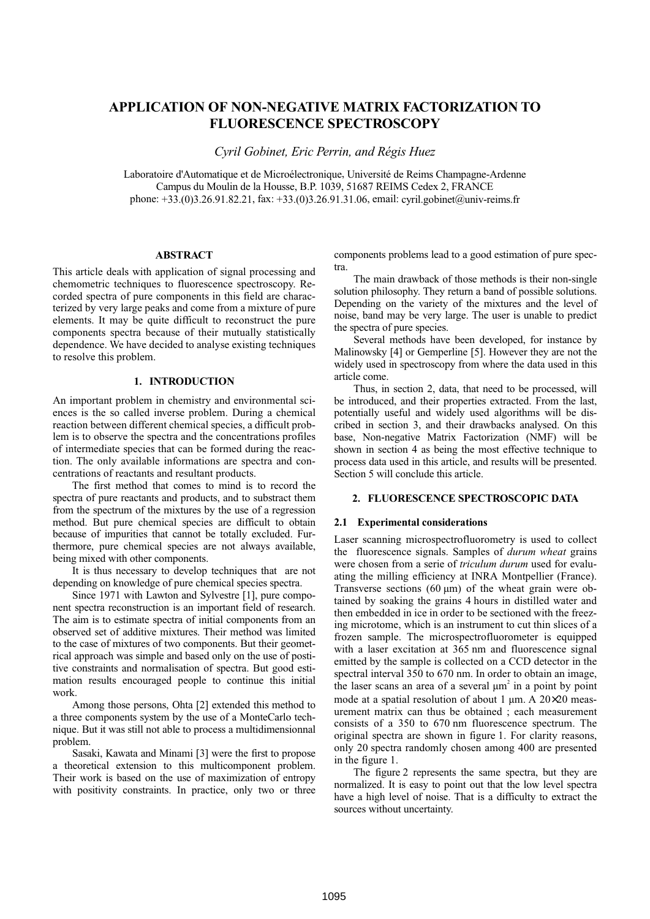# APPLICATION OF NON-NEGATIVE MATRIX FACTORIZATION TO FLUORESCENCE SPECTROSCOPY

*Cyril Gobinet, Eric Perrin, and Régis Huez*

Laboratoire d'Automatique et de Microélectronique, Université de Reims Champagne-Ardenne
Campus du Moulin de la Housse, B.P. 1039, 51687 REIMS Cedex 2, FRANCE
phone: +33.(0)3.26.91.82.21, fax: +33.(0)3.26.91.31.06, email: cyril.gobinet@univ-reims.fr

## ABSTRACT

This article deals with application of signal processing and chemometric techniques to fluorescence spectroscopy. Recorded spectra of pure components in this field are characterized by very large peaks and come from a mixture of pure elements. It may be quite difficult to reconstruct the pure components spectra because of their mutually statistically dependence. We have decided to analyse existing techniques to resolve this problem.

## 1. INTRODUCTION

An important problem in chemistry and environmental sciences is the so called inverse problem. During a chemical reaction between different chemical species, a difficult problem is to observe the spectra and the concentrations profiles of intermediate species that can be formed during the reaction. The only available informations are spectra and concentrations of reactants and resultant products.

The first method that comes to mind is to record the spectra of pure reactants and products, and to substract them from the spectrum of the mixtures by the use of a regression method. But pure chemical species are difficult to obtain because of impurities that cannot be totally excluded. Furthermore, pure chemical species are not always available, being mixed with other components.

It is thus necessary to develop techniques that are not depending on knowledge of pure chemical species spectra.

Since 1971 with Lawton and Sylvestre [1], pure component spectra reconstruction is an important field of research. The aim is to estimate spectra of initial components from an observed set of additive mixtures. Their method was limited to the case of mixtures of two components. But their geometrical approach was simple and based only on the use of positive constraints and normalisation of spectra. But good estimation results encouraged people to continue this initial work.

Among those persons, Ohta [2] extended this method to a three components system by the use of a MonteCarlo technique. But it was still not able to process a multidimensionnal problem.

Sasaki, Kawata and Minami [3] were the first to propose a theoretical extension to this multicomponent problem. Their work is based on the use of maximization of entropy with positivity constraints. In practice, only two or three components problems lead to a good estimation of pure spectra.

The main drawback of those methods is their non-single solution philosophy. They return a band of possible solutions. Depending on the variety of the mixtures and the level of noise, band may be very large. The user is unable to predict the spectra of pure species.

Several methods have been developed, for instance by Malinowsky [4] or Gemperline [5]. However they are not the widely used in spectroscopy from where the data used in this article come.

Thus, in section 2, data, that need to be processed, will be introduced, and their properties extracted. From the last, potentially useful and widely used algorithms will be discribed in section 3, and their drawbacks analysed. On this base, Non-negative Matrix Factorization (NMF) will be shown in section 4 as being the most effective technique to process data used in this article, and results will be presented. Section 5 will conclude this article.

## 2. FLUORESCENCE SPECTROSCOPIC DATA

### 2.1 Experimental considerations

Laser scanning microspectrofluorometry is used to collect the fluorescence signals. Samples of *durum wheat* grains were chosen from a serie of *triculum durum* used for evaluating the milling efficiency at INRA Montpellier (France). Transverse sections (60 µm) of the wheat grain were obtained by soaking the grains 4 hours in distilled water and then embedded in ice in order to be sectioned with the freezing microtome, which is an instrument to cut thin slices of a frozen sample. The microspectrofluorometer is equipped with a laser excitation at 365 nm and fluorescence signal emitted by the sample is collected on a CCD detector in the spectral interval 350 to 670 nm. In order to obtain an image, the laser scans an area of a several $\mu m^2$ in a point by point mode at a spatial resolution of about 1 µm. A $20\times20$ measurement matrix can thus be obtained ; each measurement consists of a 350 to 670 nm fluorescence spectrum. The original spectra are shown in figure 1. For clarity reasons, only 20 spectra randomly chosen among 400 are presented in the figure 1.

The figure 2 represents the same spectra, but they are normalized. It is easy to point out that the low level spectra have a high level of noise. That is a difficulty to extract the sources without uncertainty.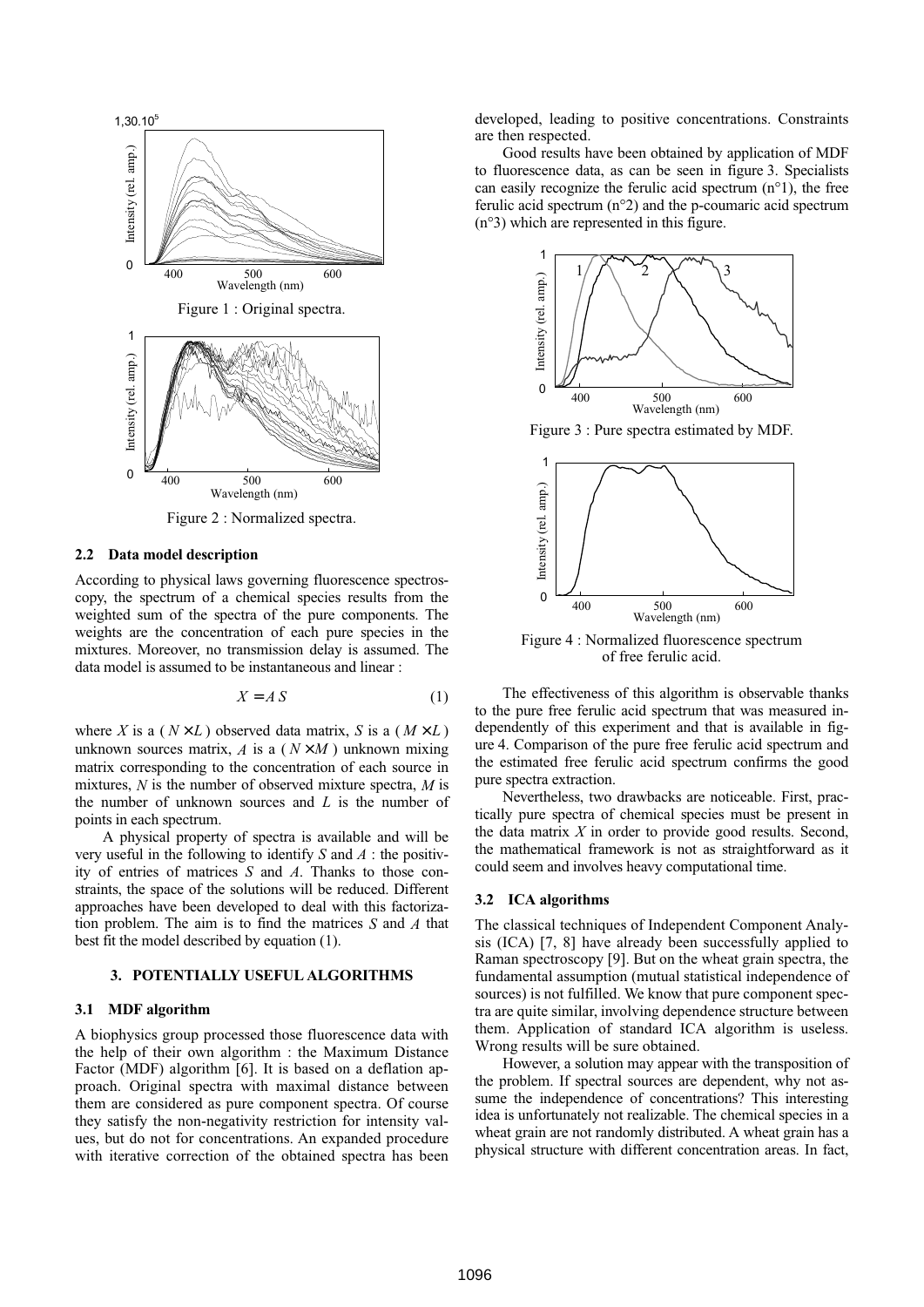Figure 1 : Original spectra.

Figure 2 : Normalized spectra.

### 2.2 Data model description

According to physical laws governing fluorescence spectroscopy, the spectrum of a chemical species results from the weighted sum of the spectra of the pure components. The weights are the concentration of each pure species in the mixtures. Moreover, no transmission delay is assumed. The data model is assumed to be instantaneous and linear :

$$X = A\,S \tag{1}$$

where $X$ is a ( $N \times L$ ) observed data matrix, $S$ is a ( $M \times L$ ) unknown sources matrix, $A$ is a ( $N \times M$ ) unknown mixing matrix corresponding to the concentration of each source in mixtures, $N$ is the number of observed mixture spectra, $M$ is the number of unknown sources and $L$ is the number of points in each spectrum.

A physical property of spectra is available and will be very useful in the following to identify $S$ and $A$ : the positivity of entries of matrices $S$ and $A$. Thanks to those constraints, the space of the solutions will be reduced. Different approaches have been developed to deal with this factorization problem. The aim is to find the matrices $S$ and $A$ that best fit the model described by equation (1).

## 3. POTENTIALLY USEFUL ALGORITHMS

### 3.1 MDF algorithm

A biophysics group processed those fluorescence data with the help of their own algorithm : the Maximum Distance Factor (MDF) algorithm [6]. It is based on a deflation approach. Original spectra with maximal distance between them are considered as pure component spectra. Of course they satisfy the non-negativity restriction for intensity values, but do not for concentrations. An expanded procedure with iterative correction of the obtained spectra has been developed, leading to positive concentrations. Constraints are then respected.

Good results have been obtained by application of MDF to fluorescence data, as can be seen in figure 3. Specialists can easily recognize the ferulic acid spectrum (n°1), the free ferulic acid spectrum (n°2) and the p-coumaric acid spectrum (n°3) which are represented in this figure.

Figure 3 : Pure spectra estimated by MDF.

Figure 4 : Normalized fluorescence spectrum of free ferulic acid.

The effectiveness of this algorithm is observable thanks to the pure free ferulic acid spectrum that was measured independently of this experiment and that is available in figure 4. Comparison of the pure free ferulic acid spectrum and the estimated free ferulic acid spectrum confirms the good pure spectra extraction.

Nevertheless, two drawbacks are noticeable. First, practically pure spectra of chemical species must be present in the data matrix $X$ in order to provide good results. Second, the mathematical framework is not as straightforward as it could seem and involves heavy computational time.

### 3.2 ICA algorithms

The classical techniques of Independent Component Analysis (ICA) [7, 8] have already been successfully applied to Raman spectroscopy [9]. But on the wheat grain spectra, the fundamental assumption (mutual statistical independence of sources) is not fulfilled. We know that pure component spectra are quite similar, involving dependence structure between them. Application of standard ICA algorithm is useless. Wrong results will be sure obtained.

However, a solution may appear with the transposition of the problem. If spectral sources are dependent, why not assume the independence of concentrations? This interesting idea is unfortunately not realizable. The chemical species in a wheat grain are not randomly distributed. A wheat grain has a physical structure with different concentration areas. In fact,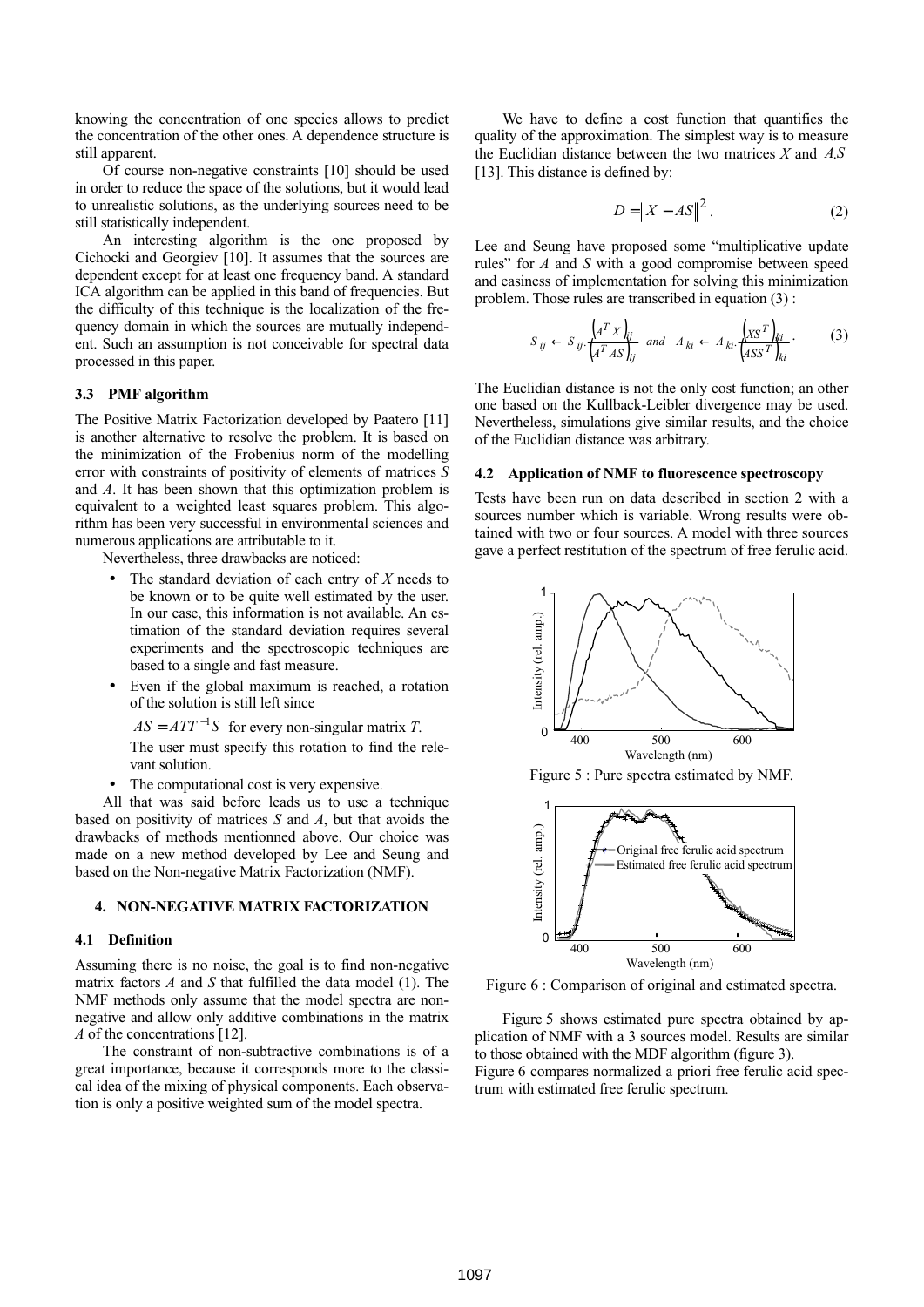knowing the concentration of one species allows to predict the concentration of the other ones. A dependence structure is still apparent.

Of course non-negative constraints [10] should be used in order to reduce the space of the solutions, but it would lead to unrealistic solutions, as the underlying sources need to be still statistically independent.

An interesting algorithm is the one proposed by Cichocki and Georgiev [10]. It assumes that the sources are dependent except for at least one frequency band. A standard ICA algorithm can be applied in this band of frequencies. But the difficulty of this technique is the localization of the frequency domain in which the sources are mutually independent. Such an assumption is not conceivable for spectral data processed in this paper.

### 3.3 PMF algorithm

The Positive Matrix Factorization developed by Paatero [11] is another alternative to resolve the problem. It is based on the minimization of the Frobenius norm of the modelling error with constraints of positivity of elements of matrices $S$ and $A$. It has been shown that this optimization problem is equivalent to a weighted least squares problem. This algorithm has been very successful in environmental sciences and numerous applications are attributable to it.

Nevertheless, three drawbacks are noticed:

- The standard deviation of each entry of $X$ needs to be known or to be quite well estimated by the user. In our case, this information is not available. An estimation of the standard deviation requires several experiments and the spectroscopic techniques are based to a single and fast measure.
- Even if the global maximum is reached, a rotation of the solution is still left since

  $AS = ATT^{-1}S$ for every non-singular matrix $T$.

  The user must specify this rotation to find the relevant solution.
- The computational cost is very expensive.

All that was said before leads us to use a technique based on positivity of matrices $S$ and $A$, but that avoids the drawbacks of methods mentionned above. Our choice was made on a new method developed by Lee and Seung and based on the Non-negative Matrix Factorization (NMF).

## 4. NON-NEGATIVE MATRIX FACTORIZATION

### 4.1 Definition

Assuming there is no noise, the goal is to find non-negative matrix factors $A$ and $S$ that fulfilled the data model (1). The NMF methods only assume that the model spectra are non-negative and allow only additive combinations in the matrix $A$ of the concentrations [12].

The constraint of non-subtractive combinations is of a great importance, because it corresponds more to the classical idea of the mixing of physical components. Each observation is only a positive weighted sum of the model spectra.

We have to define a cost function that quantifies the quality of the approximation. The simplest way is to measure the Euclidian distance between the two matrices $X$ and $AS$ [13]. This distance is defined by:

$$D = \|X - AS\|^2 . \tag{2}$$

Lee and Seung have proposed some "multiplicative update rules" for $A$ and $S$ with a good compromise between speed and easiness of implementation for solving this minimization problem. Those rules are transcribed in equation (3) :

$$S_{ij} \leftarrow S_{ij} \cdot \frac{\left(A^T X\right)_{ij}}{\left(A^T AS\right)_{ij}} \quad and \quad A_{ki} \leftarrow A_{ki} \cdot \frac{\left(XS^T\right)_{ki}}{\left(ASS^T\right)_{ki}} . \tag{3}$$

The Euclidian distance is not the only cost function; an other one based on the Kullback-Leibler divergence may be used. Nevertheless, simulations give similar results, and the choice of the Euclidian distance was arbitrary.

### 4.2 Application of NMF to fluorescence spectroscopy

Tests have been run on data described in section 2 with a sources number which is variable. Wrong results were obtained with two or four sources. A model with three sources gave a perfect restitution of the spectrum of free ferulic acid.

Figure 5 : Pure spectra estimated by NMF.

Figure 6 : Comparison of original and estimated spectra.

Figure 5 shows estimated pure spectra obtained by application of NMF with a 3 sources model. Results are similar to those obtained with the MDF algorithm (figure 3).

Figure 6 compares normalized a priori free ferulic acid spectrum with estimated free ferulic spectrum.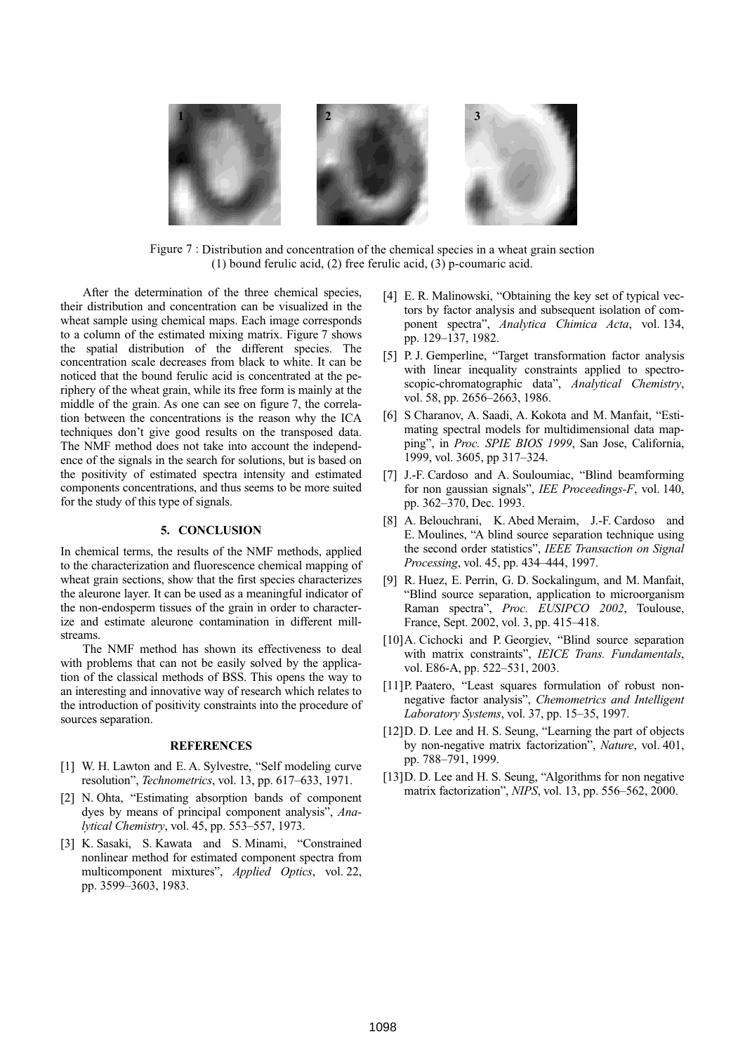1 2 3

Figure 7 : Distribution and concentration of the chemical species in a wheat grain section (1) bound ferulic acid, (2) free ferulic acid, (3) p-coumaric acid.

After the determination of the three chemical species, their distribution and concentration can be visualized in the wheat sample using chemical maps. Each image corresponds to a column of the estimated mixing matrix. Figure 7 shows the spatial distribution of the different species. The concentration scale decreases from black to white. It can be noticed that the bound ferulic acid is concentrated at the periphery of the wheat grain, while its free form is mainly at the middle of the grain. As one can see on figure 7, the correlation between the concentrations is the reason why the ICA techniques don't give good results on the transposed data. The NMF method does not take into account the independence of the signals in the search for solutions, but is based on the positivity of estimated spectra intensity and estimated components concentrations, and thus seems to be more suited for the study of this type of signals.

## 5. CONCLUSION

In chemical terms, the results of the NMF methods, applied to the characterization and fluorescence chemical mapping of wheat grain sections, show that the first species characterizes the aleurone layer. It can be used as a meaningful indicator of the non-endosperm tissues of the grain in order to characterize and estimate aleurone contamination in different millstreams.

The NMF method has shown its effectiveness to deal with problems that can not be easily solved by the application of the classical methods of BSS. This opens the way to an interesting and innovative way of research which relates to the introduction of positivity constraints into the procedure of sources separation.

## REFERENCES

[1] W. H. Lawton and E. A. Sylvestre, "Self modeling curve resolution", *Technometrics*, vol. 13, pp. 617–633, 1971.

[2] N. Ohta, "Estimating absorption bands of component dyes by means of principal component analysis", *Analytical Chemistry*, vol. 45, pp. 553–557, 1973.

[3] K. Sasaki, S. Kawata and S. Minami, "Constrained nonlinear method for estimated component spectra from multicomponent mixtures", *Applied Optics*, vol. 22, pp. 3599–3603, 1983.

[4] E. R. Malinowski, "Obtaining the key set of typical vectors by factor analysis and subsequent isolation of component spectra", *Analytica Chimica Acta*, vol. 134, pp. 129–137, 1982.

[5] P. J. Gemperline, "Target transformation factor analysis with linear inequality constraints applied to spectroscopic-chromatographic data", *Analytical Chemistry*, vol. 58, pp. 2656–2663, 1986.

[6] S Charanov, A. Saadi, A. Kokota and M. Manfait, "Estimating spectral models for multidimensional data mapping", in *Proc. SPIE BIOS 1999*, San Jose, California, 1999, vol. 3605, pp 317–324.

[7] J.-F. Cardoso and A. Souloumiac, "Blind beamforming for non gaussian signals", *IEE Proceedings-F*, vol. 140, pp. 362–370, Dec. 1993.

[8] A. Belouchrani, K. Abed Meraim, J.-F. Cardoso and E. Moulines, "A blind source separation technique using the second order statistics", *IEEE Transaction on Signal Processing*, vol. 45, pp. 434–444, 1997.

[9] R. Huez, E. Perrin, G. D. Sockalingum, and M. Manfait, "Blind source separation, application to microorganism Raman spectra", *Proc. EUSIPCO 2002*, Toulouse, France, Sept. 2002, vol. 3, pp. 415–418.

[10] A. Cichocki and P. Georgiev, "Blind source separation with matrix constraints", *IEICE Trans. Fundamentals*, vol. E86-A, pp. 522–531, 2003.

[11] P. Paatero, "Least squares formulation of robust non-negative factor analysis", *Chemometrics and Intelligent Laboratory Systems*, vol. 37, pp. 15–35, 1997.

[12] D. D. Lee and H. S. Seung, "Learning the part of objects by non-negative matrix factorization", *Nature*, vol. 401, pp. 788–791, 1999.

[13] D. D. Lee and H. S. Seung, "Algorithms for non negative matrix factorization", *NIPS*, vol. 13, pp. 556–562, 2000.